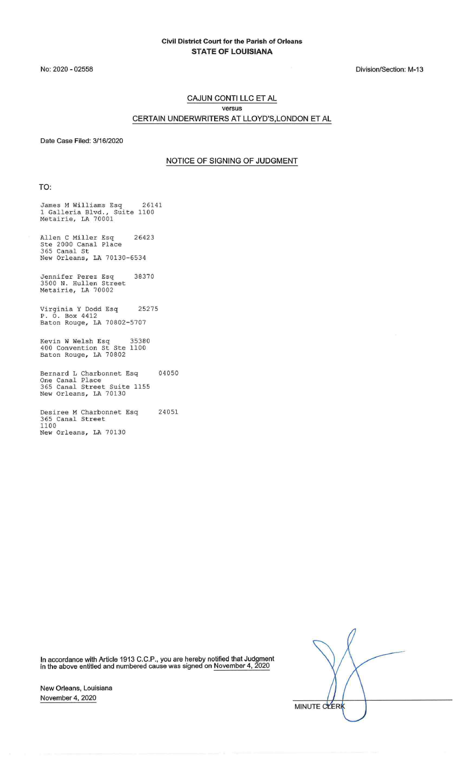**Civil District Court for the Parish of Orleans**
**STATE OF LOUISIANA**

No: 2020 - 02558

Division/Section: M-13

CAJUN CONTI LLC ET AL
versus
CERTAIN UNDERWRITERS AT LLOYD'S,LONDON ET AL

Date Case Filed: 3/16/2020

## NOTICE OF SIGNING OF JUDGMENT

TO:

James M Williams Esq 26141
1 Galleria Blvd., Suite 1100
Metairie, LA 70001

Allen C Miller Esq 26423
Ste 2000 Canal Place
365 Canal St
New Orleans, LA 70130-6534

Jennifer Perez Esq 38370
3500 N. Hullen Street
Metairie, LA 70002

Virginia Y Dodd Esq 25275
P. O. Box 4412
Baton Rouge, LA 70802-5707

Kevin W Welsh Esq 35380
400 Convention St Ste 1100
Baton Rouge, LA 70802

Bernard L Charbonnet Esq 04050
One Canal Place
365 Canal Street Suite 1155
New Orleans, LA 70130

Desiree M Charbonnet Esq 24051
365 Canal Street
1100
New Orleans, LA 70130

In accordance with Article 1913 C.C.P., you are hereby notified that Judgment in the above entitled and numbered cause was signed on November 4, 2020

New Orleans, Louisiana
November 4, 2020

MINUTE CLERK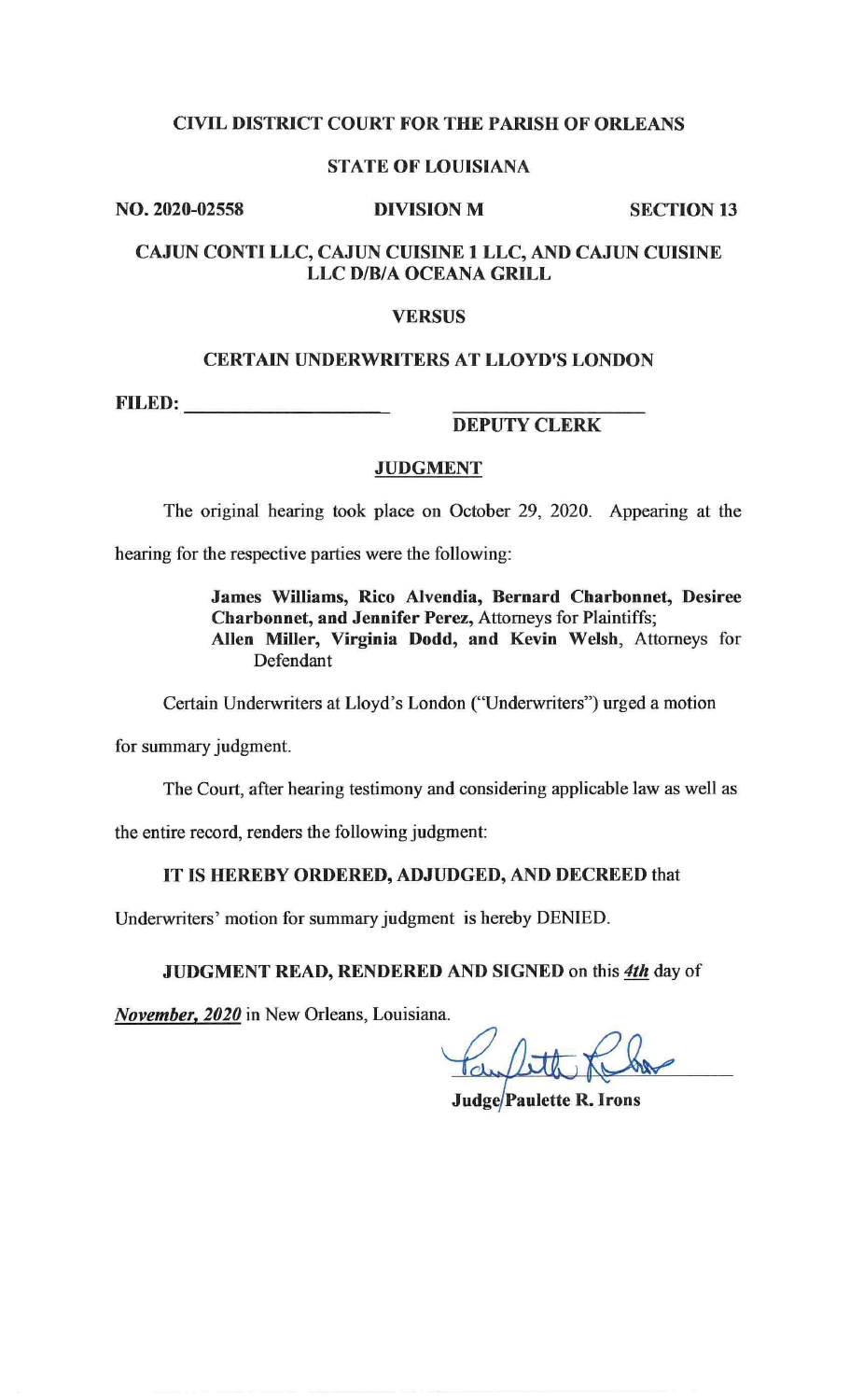**CIVIL DISTRICT COURT FOR THE PARISH OF ORLEANS**

**STATE OF LOUISIANA**

**NO. 2020-02558** **DIVISION M** **SECTION 13**

**CAJUN CONTI LLC, CAJUN CUISINE 1 LLC, AND CAJUN CUISINE LLC D/B/A OCEANA GRILL**

**VERSUS**

**CERTAIN UNDERWRITERS AT LLOYD'S LONDON**

**FILED:** ____________________ ____________________
**DEPUTY CLERK**

## JUDGMENT

The original hearing took place on October 29, 2020. Appearing at the hearing for the respective parties were the following:

> **James Williams, Rico Alvendia, Bernard Charbonnet, Desiree Charbonnet, and Jennifer Perez,** Attorneys for Plaintiffs;
> **Allen Miller, Virginia Dodd, and Kevin Welsh,** Attorneys for Defendant

Certain Underwriters at Lloyd's London ("Underwriters") urged a motion for summary judgment.

The Court, after hearing testimony and considering applicable law as well as the entire record, renders the following judgment:

**IT IS HEREBY ORDERED, ADJUDGED, AND DECREED** that Underwriters' motion for summary judgment is hereby DENIED.

**JUDGMENT READ, RENDERED AND SIGNED** on this ***4th*** day of ***November, 2020*** in New Orleans, Louisiana.

**Judge Paulette R. Irons**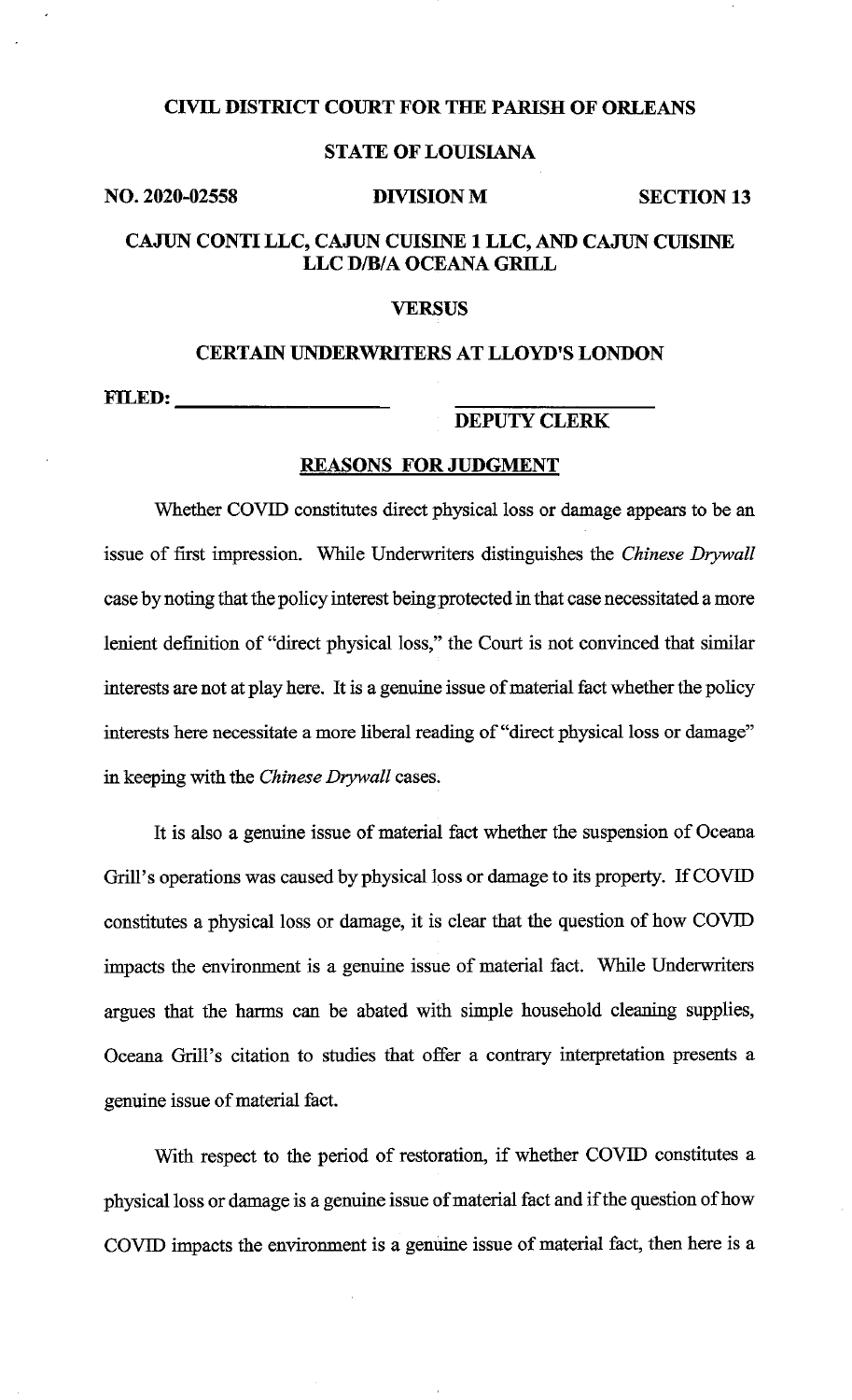**CIVIL DISTRICT COURT FOR THE PARISH OF ORLEANS**

**STATE OF LOUISIANA**

**NO. 2020-02558** **DIVISION M** **SECTION 13**

**CAJUN CONTI LLC, CAJUN CUISINE 1 LLC, AND CAJUN CUISINE LLC D/B/A OCEANA GRILL**

**VERSUS**

**CERTAIN UNDERWRITERS AT LLOYD'S LONDON**

**FILED: ______________________** **______________________**
**DEPUTY CLERK**

## REASONS FOR JUDGMENT

Whether COVID constitutes direct physical loss or damage appears to be an issue of first impression. While Underwriters distinguishes the *Chinese Drywall* case by noting that the policy interest being protected in that case necessitated a more lenient definition of "direct physical loss," the Court is not convinced that similar interests are not at play here. It is a genuine issue of material fact whether the policy interests here necessitate a more liberal reading of "direct physical loss or damage" in keeping with the *Chinese Drywall* cases.

It is also a genuine issue of material fact whether the suspension of Oceana Grill's operations was caused by physical loss or damage to its property. If COVID constitutes a physical loss or damage, it is clear that the question of how COVID impacts the environment is a genuine issue of material fact. While Underwriters argues that the harms can be abated with simple household cleaning supplies, Oceana Grill's citation to studies that offer a contrary interpretation presents a genuine issue of material fact.

With respect to the period of restoration, if whether COVID constitutes a physical loss or damage is a genuine issue of material fact and if the question of how COVID impacts the environment is a genuine issue of material fact, then here is a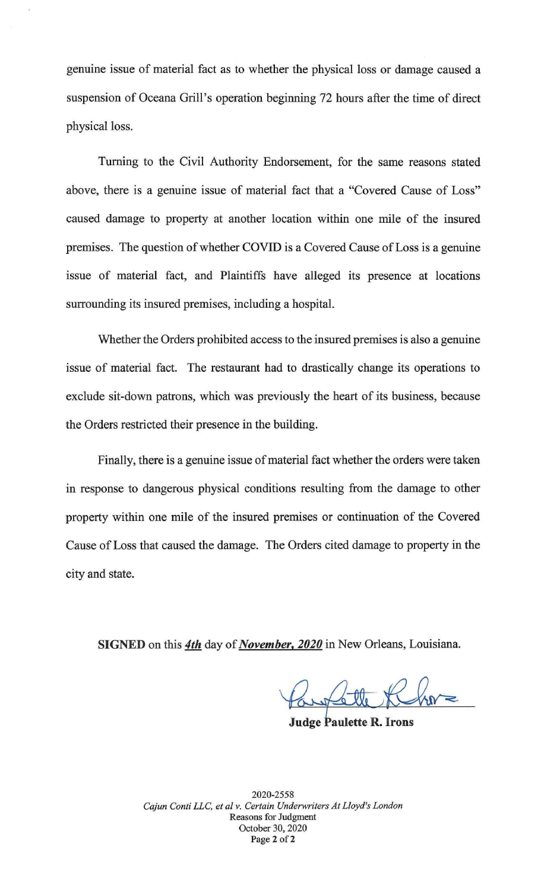genuine issue of material fact as to whether the physical loss or damage caused a suspension of Oceana Grill's operation beginning 72 hours after the time of direct physical loss.

Turning to the Civil Authority Endorsement, for the same reasons stated above, there is a genuine issue of material fact that a "Covered Cause of Loss" caused damage to property at another location within one mile of the insured premises. The question of whether COVID is a Covered Cause of Loss is a genuine issue of material fact, and Plaintiffs have alleged its presence at locations surrounding its insured premises, including a hospital.

Whether the Orders prohibited access to the insured premises is also a genuine issue of material fact. The restaurant had to drastically change its operations to exclude sit-down patrons, which was previously the heart of its business, because the Orders restricted their presence in the building.

Finally, there is a genuine issue of material fact whether the orders were taken in response to dangerous physical conditions resulting from the damage to other property within one mile of the insured premises or continuation of the Covered Cause of Loss that caused the damage. The Orders cited damage to property in the city and state.

**SIGNED** on this ***4th*** day of ***November, 2020*** in New Orleans, Louisiana.

**Judge Paulette R. Irons**

2020-2558
*Cajun Conti LLC, et al v. Certain Underwriters At Lloyd's London*
Reasons for Judgment
October 30, 2020